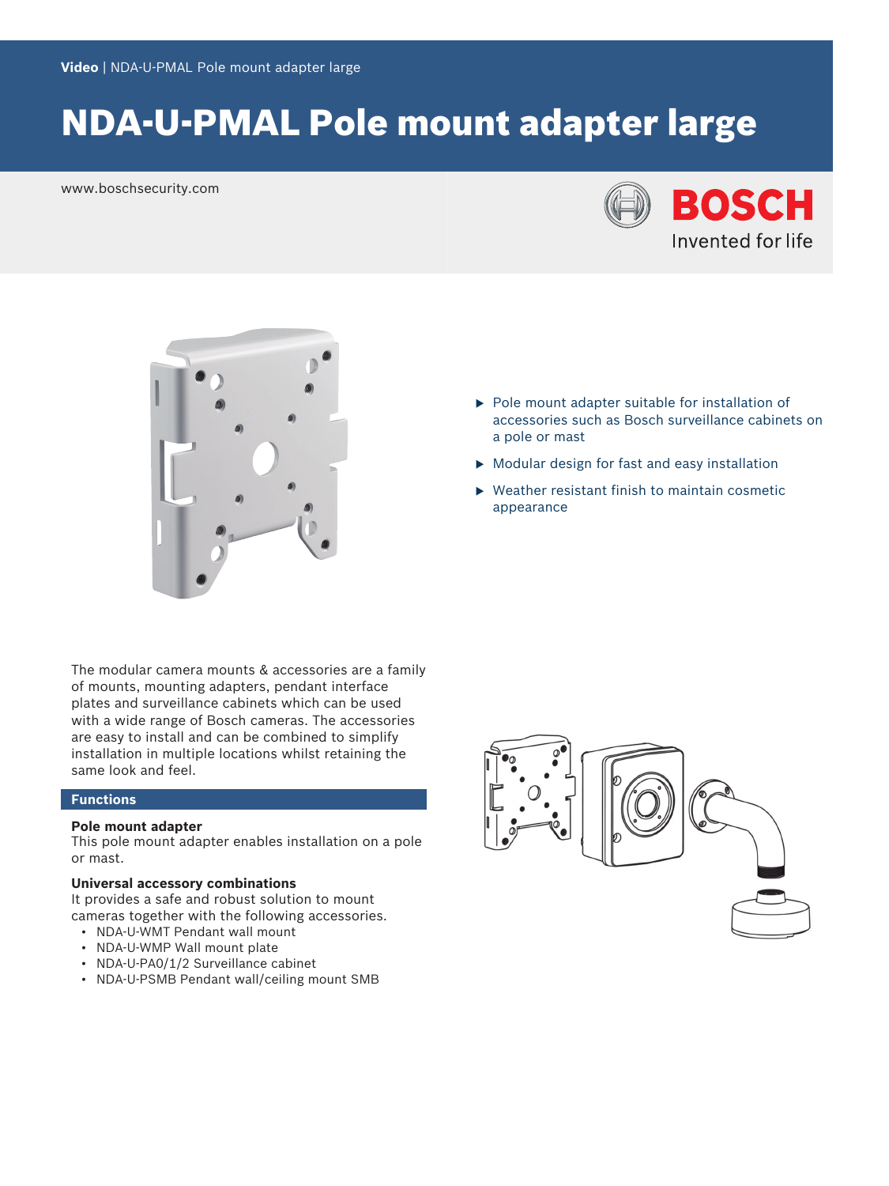Video | NDA-U-PMAL Pole mount adapter large

# NDA-U-PMAL Pole mount adapter large

www.boschsecurity.com

BOSCH
Invented for life

- Pole mount adapter suitable for installation of accessories such as Bosch surveillance cabinets on a pole or mast
- Modular design for fast and easy installation
- Weather resistant finish to maintain cosmetic appearance

The modular camera mounts & accessories are a family of mounts, mounting adapters, pendant interface plates and surveillance cabinets which can be used with a wide range of Bosch cameras. The accessories are easy to install and can be combined to simplify installation in multiple locations whilst retaining the same look and feel.

## Functions

### Pole mount adapter

This pole mount adapter enables installation on a pole or mast.

### Universal accessory combinations

It provides a safe and robust solution to mount cameras together with the following accessories.

- NDA-U-WMT Pendant wall mount
- NDA-U-WMP Wall mount plate
- NDA-U-PA0/1/2 Surveillance cabinet
- NDA-U-PSMB Pendant wall/ceiling mount SMB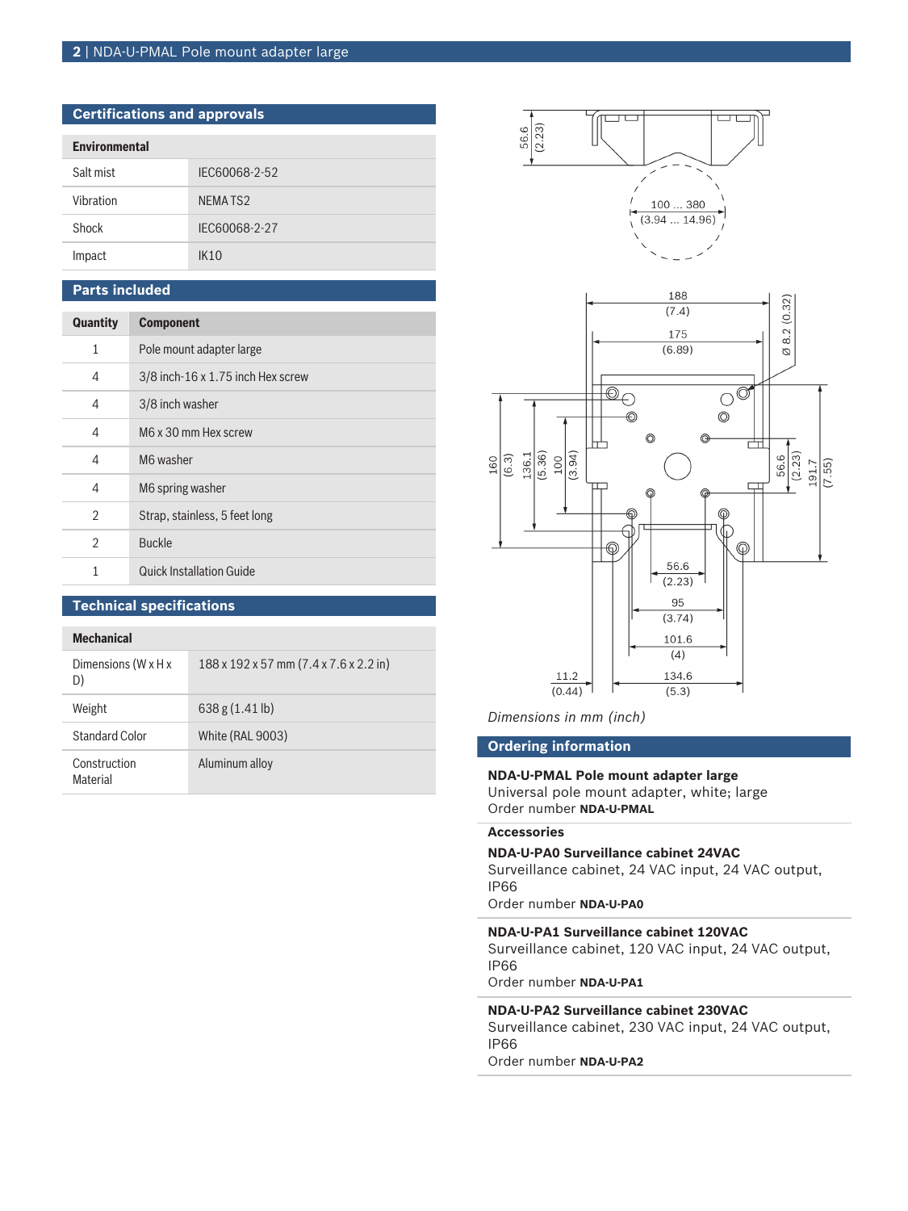## Certifications and approvals

| Environmental | |
|---|---|
| Salt mist | IEC60068-2-52 |
| Vibration | NEMA TS2 |
| Shock | IEC60068-2-27 |
| Impact | IK10 |

## Parts included

| Quantity | Component |
|---|---|
| 1 | Pole mount adapter large |
| 4 | 3/8 inch-16 x 1.75 inch Hex screw |
| 4 | 3/8 inch washer |
| 4 | M6 x 30 mm Hex screw |
| 4 | M6 washer |
| 4 | M6 spring washer |
| 2 | Strap, stainless, 5 feet long |
| 2 | Buckle |
| 1 | Quick Installation Guide |

## Technical specifications

| Mechanical | |
|---|---|
| Dimensions (W x H x D) | 188 x 192 x 57 mm (7.4 x 7.6 x 2.2 in) |
| Weight | 638 g (1.41 lb) |
| Standard Color | White (RAL 9003) |
| Construction Material | Aluminum alloy |

*Dimensions in mm (inch)*

## Ordering information

**NDA-U-PMAL Pole mount adapter large**
Universal pole mount adapter, white; large
Order number **NDA-U-PMAL**

**Accessories**

**NDA-U-PA0 Surveillance cabinet 24VAC**
Surveillance cabinet, 24 VAC input, 24 VAC output, IP66
Order number **NDA-U-PA0**

**NDA-U-PA1 Surveillance cabinet 120VAC**
Surveillance cabinet, 120 VAC input, 24 VAC output, IP66
Order number **NDA-U-PA1**

**NDA-U-PA2 Surveillance cabinet 230VAC**
Surveillance cabinet, 230 VAC input, 24 VAC output, IP66
Order number **NDA-U-PA2**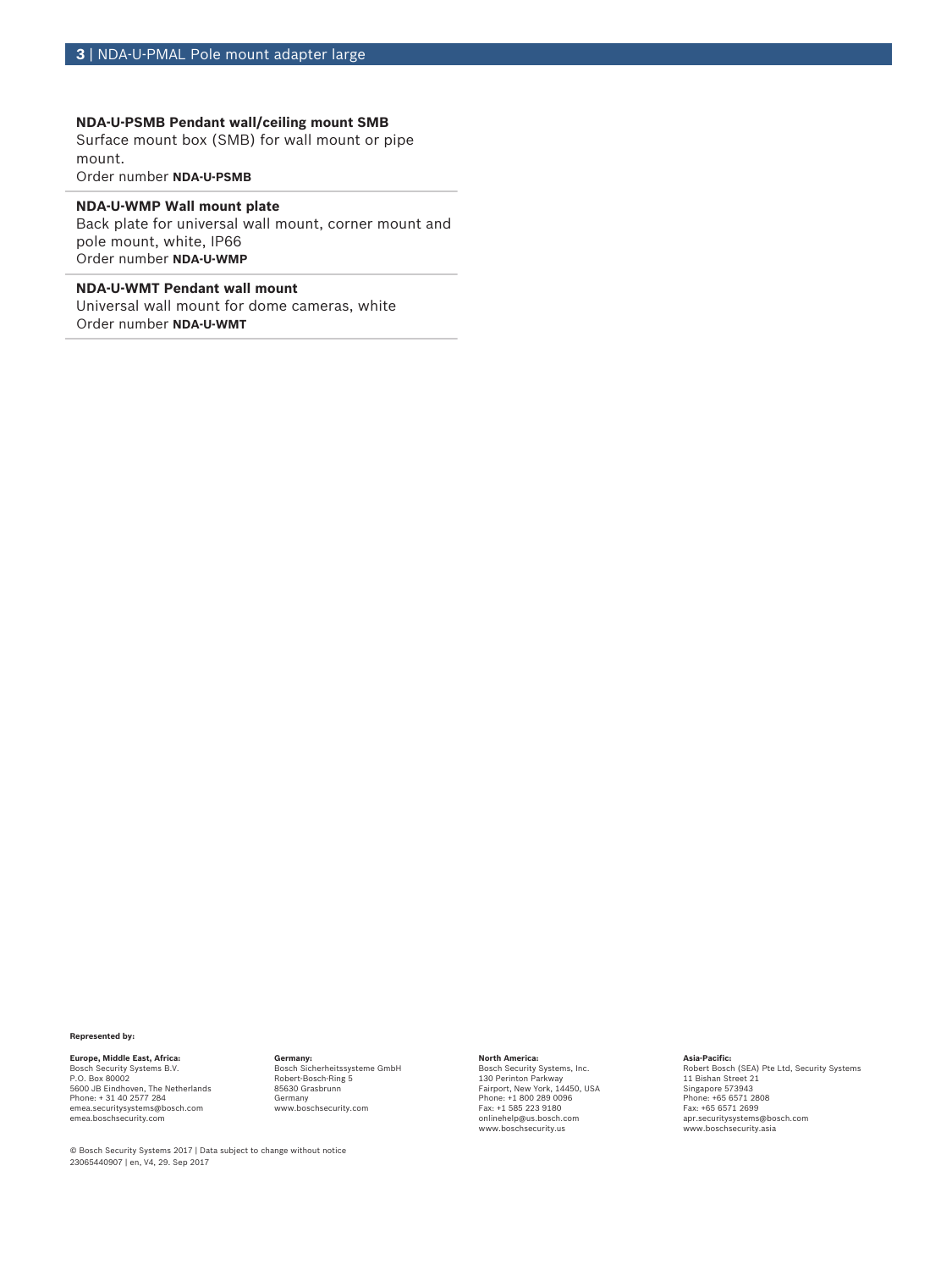**NDA-U-PSMB Pendant wall/ceiling mount SMB**
Surface mount box (SMB) for wall mount or pipe mount.
Order number **NDA-U-PSMB**

**NDA-U-WMP Wall mount plate**
Back plate for universal wall mount, corner mount and pole mount, white, IP66
Order number **NDA-U-WMP**

**NDA-U-WMT Pendant wall mount**
Universal wall mount for dome cameras, white
Order number **NDA-U-WMT**

**Represented by:**

**Europe, Middle East, Africa:**
Bosch Security Systems B.V.
P.O. Box 80002
5600 JB Eindhoven, The Netherlands
Phone: + 31 40 2577 284
emea.securitysystems@bosch.com
emea.boschsecurity.com

**Germany:**
Bosch Sicherheitssysteme GmbH
Robert-Bosch-Ring 5
85630 Grasbrunn
Germany
www.boschsecurity.com

**North America:**
Bosch Security Systems, Inc.
130 Perinton Parkway
Fairport, New York, 14450, USA
Phone: +1 800 289 0096
Fax: +1 585 223 9180
onlinehelp@us.bosch.com
www.boschsecurity.us

**Asia-Pacific:**
Robert Bosch (SEA) Pte Ltd, Security Systems
11 Bishan Street 21
Singapore 573943
Phone: +65 6571 2808
Fax: +65 6571 2699
apr.securitysystems@bosch.com
www.boschsecurity.asia

© Bosch Security Systems 2017 | Data subject to change without notice
23065440907 | en, V4, 29. Sep 2017